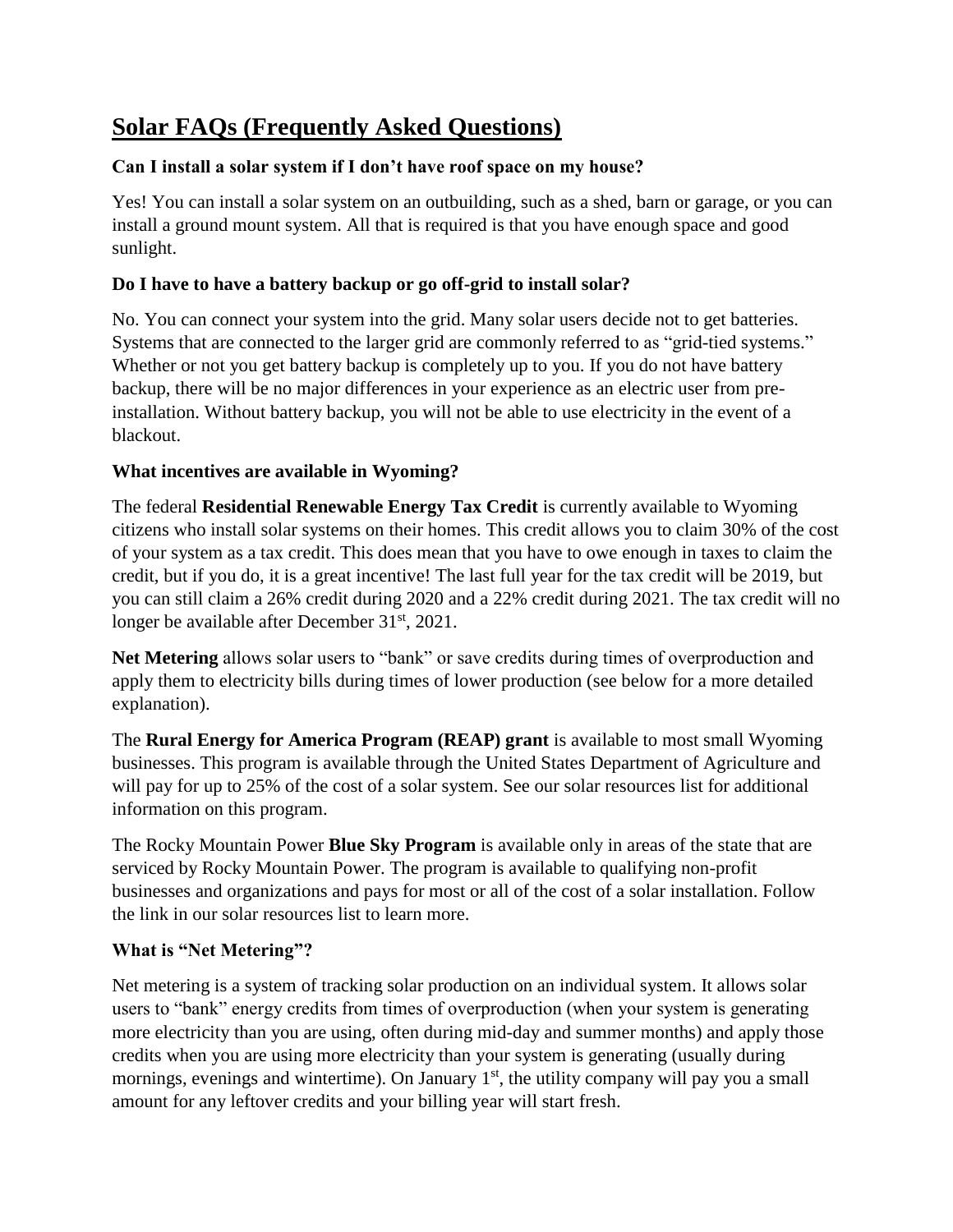# Solar FAQs (Frequently Asked Questions)

### Can I install a solar system if I don't have roof space on my house?

Yes! You can install a solar system on an outbuilding, such as a shed, barn or garage, or you can install a ground mount system. All that is required is that you have enough space and good sunlight.

### Do I have to have a battery backup or go off-grid to install solar?

No. You can connect your system into the grid. Many solar users decide not to get batteries. Systems that are connected to the larger grid are commonly referred to as "grid-tied systems." Whether or not you get battery backup is completely up to you. If you do not have battery backup, there will be no major differences in your experience as an electric user from pre-installation. Without battery backup, you will not be able to use electricity in the event of a blackout.

### What incentives are available in Wyoming?

The federal **Residential Renewable Energy Tax Credit** is currently available to Wyoming citizens who install solar systems on their homes. This credit allows you to claim 30% of the cost of your system as a tax credit. This does mean that you have to owe enough in taxes to claim the credit, but if you do, it is a great incentive! The last full year for the tax credit will be 2019, but you can still claim a 26% credit during 2020 and a 22% credit during 2021. The tax credit will no longer be available after December 31st, 2021.

**Net Metering** allows solar users to "bank" or save credits during times of overproduction and apply them to electricity bills during times of lower production (see below for a more detailed explanation).

The **Rural Energy for America Program (REAP) grant** is available to most small Wyoming businesses. This program is available through the United States Department of Agriculture and will pay for up to 25% of the cost of a solar system. See our solar resources list for additional information on this program.

The Rocky Mountain Power **Blue Sky Program** is available only in areas of the state that are serviced by Rocky Mountain Power. The program is available to qualifying non-profit businesses and organizations and pays for most or all of the cost of a solar installation. Follow the link in our solar resources list to learn more.

### What is "Net Metering"?

Net metering is a system of tracking solar production on an individual system. It allows solar users to "bank" energy credits from times of overproduction (when your system is generating more electricity than you are using, often during mid-day and summer months) and apply those credits when you are using more electricity than your system is generating (usually during mornings, evenings and wintertime). On January 1st, the utility company will pay you a small amount for any leftover credits and your billing year will start fresh.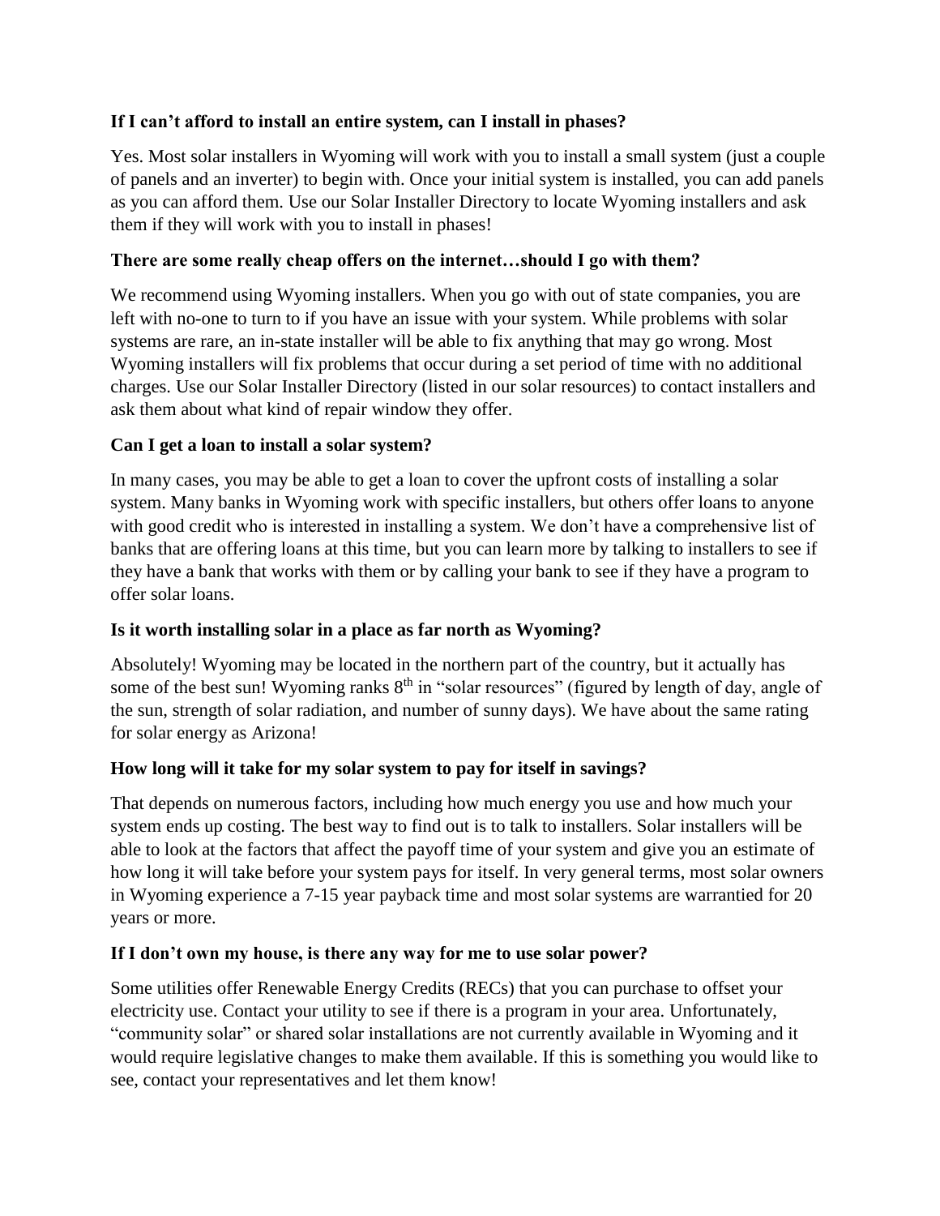**If I can't afford to install an entire system, can I install in phases?**

Yes. Most solar installers in Wyoming will work with you to install a small system (just a couple of panels and an inverter) to begin with. Once your initial system is installed, you can add panels as you can afford them. Use our Solar Installer Directory to locate Wyoming installers and ask them if they will work with you to install in phases!

**There are some really cheap offers on the internet…should I go with them?**

We recommend using Wyoming installers. When you go with out of state companies, you are left with no-one to turn to if you have an issue with your system. While problems with solar systems are rare, an in-state installer will be able to fix anything that may go wrong. Most Wyoming installers will fix problems that occur during a set period of time with no additional charges. Use our Solar Installer Directory (listed in our solar resources) to contact installers and ask them about what kind of repair window they offer.

**Can I get a loan to install a solar system?**

In many cases, you may be able to get a loan to cover the upfront costs of installing a solar system. Many banks in Wyoming work with specific installers, but others offer loans to anyone with good credit who is interested in installing a system. We don't have a comprehensive list of banks that are offering loans at this time, but you can learn more by talking to installers to see if they have a bank that works with them or by calling your bank to see if they have a program to offer solar loans.

**Is it worth installing solar in a place as far north as Wyoming?**

Absolutely! Wyoming may be located in the northern part of the country, but it actually has some of the best sun! Wyoming ranks 8th in "solar resources" (figured by length of day, angle of the sun, strength of solar radiation, and number of sunny days). We have about the same rating for solar energy as Arizona!

**How long will it take for my solar system to pay for itself in savings?**

That depends on numerous factors, including how much energy you use and how much your system ends up costing. The best way to find out is to talk to installers. Solar installers will be able to look at the factors that affect the payoff time of your system and give you an estimate of how long it will take before your system pays for itself. In very general terms, most solar owners in Wyoming experience a 7-15 year payback time and most solar systems are warrantied for 20 years or more.

**If I don't own my house, is there any way for me to use solar power?**

Some utilities offer Renewable Energy Credits (RECs) that you can purchase to offset your electricity use. Contact your utility to see if there is a program in your area. Unfortunately, "community solar" or shared solar installations are not currently available in Wyoming and it would require legislative changes to make them available. If this is something you would like to see, contact your representatives and let them know!